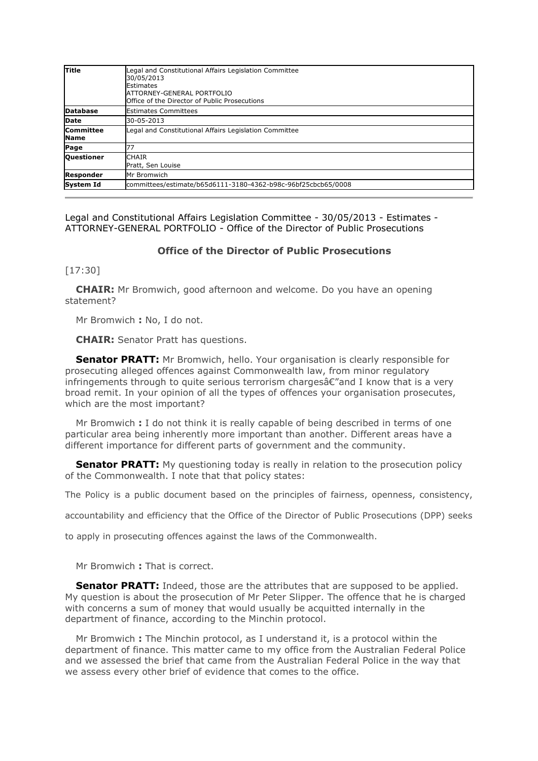| Title | Legal and Constitutional Affairs Legislation Committee<br>30/05/2013<br>Estimates<br>ATTORNEY-GENERAL PORTFOLIO<br>Office of the Director of Public Prosecutions |
|---|---|
| Database | Estimates Committees |
| Date | 30-05-2013 |
| Committee Name | Legal and Constitutional Affairs Legislation Committee |
| Page | 77 |
| Questioner | CHAIR<br>Pratt, Sen Louise |
| Responder | Mr Bromwich |
| System Id | committees/estimate/b65d6111-3180-4362-b98c-96bf25cbcb65/0008 |

Legal and Constitutional Affairs Legislation Committee - 30/05/2013 - Estimates - ATTORNEY-GENERAL PORTFOLIO - Office of the Director of Public Prosecutions

### Office of the Director of Public Prosecutions

[17:30]

**CHAIR:** Mr Bromwich, good afternoon and welcome. Do you have an opening statement?

Mr Bromwich **:** No, I do not.

**CHAIR:** Senator Pratt has questions.

**Senator PRATT:** Mr Bromwich, hello. Your organisation is clearly responsible for prosecuting alleged offences against Commonwealth law, from minor regulatory infringements through to quite serious terrorism chargesâ€"and I know that is a very broad remit. In your opinion of all the types of offences your organisation prosecutes, which are the most important?

Mr Bromwich **:** I do not think it is really capable of being described in terms of one particular area being inherently more important than another. Different areas have a different importance for different parts of government and the community.

**Senator PRATT:** My questioning today is really in relation to the prosecution policy of the Commonwealth. I note that that policy states:

The Policy is a public document based on the principles of fairness, openness, consistency, accountability and efficiency that the Office of the Director of Public Prosecutions (DPP) seeks to apply in prosecuting offences against the laws of the Commonwealth.

Mr Bromwich **:** That is correct.

**Senator PRATT:** Indeed, those are the attributes that are supposed to be applied. My question is about the prosecution of Mr Peter Slipper. The offence that he is charged with concerns a sum of money that would usually be acquitted internally in the department of finance, according to the Minchin protocol.

Mr Bromwich **:** The Minchin protocol, as I understand it, is a protocol within the department of finance. This matter came to my office from the Australian Federal Police and we assessed the brief that came from the Australian Federal Police in the way that we assess every other brief of evidence that comes to the office.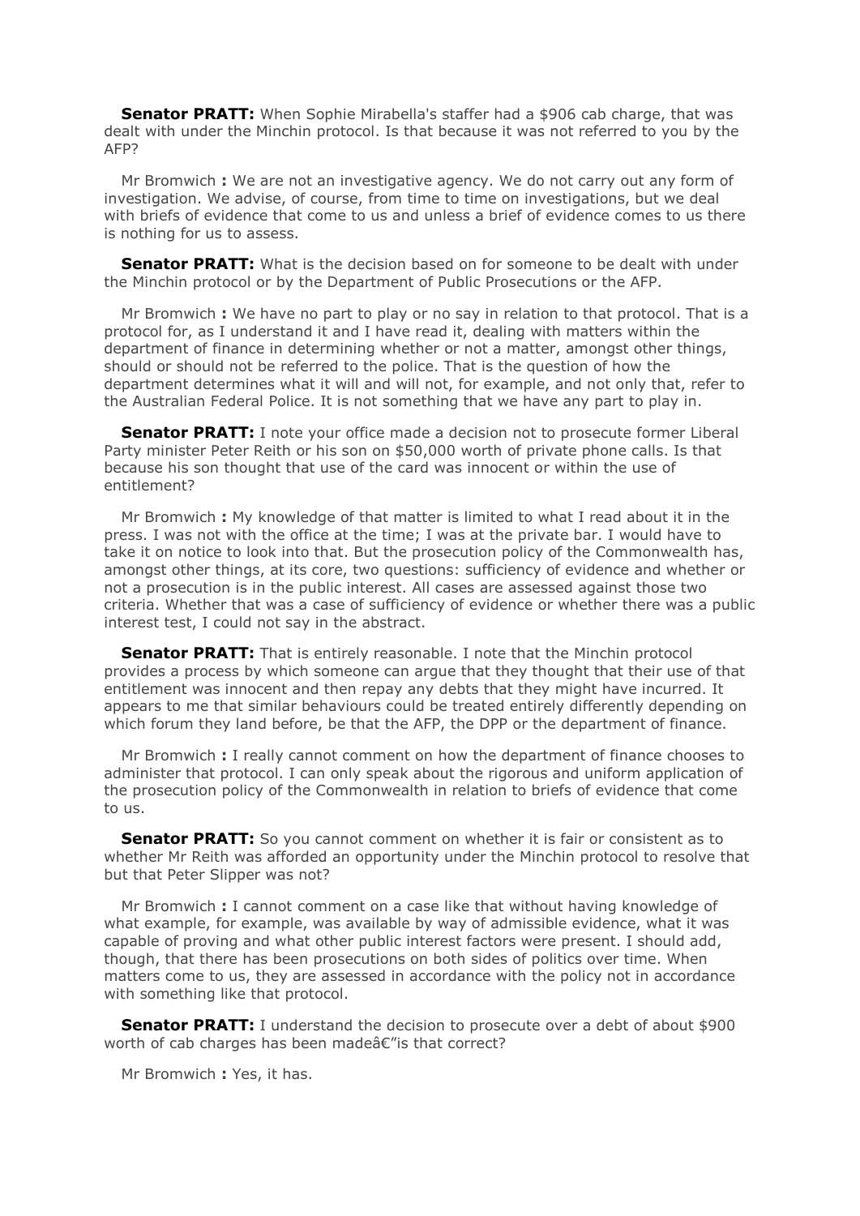**Senator PRATT:** When Sophie Mirabella's staffer had a $906 cab charge, that was dealt with under the Minchin protocol. Is that because it was not referred to you by the AFP?

Mr Bromwich **:** We are not an investigative agency. We do not carry out any form of investigation. We advise, of course, from time to time on investigations, but we deal with briefs of evidence that come to us and unless a brief of evidence comes to us there is nothing for us to assess.

**Senator PRATT:** What is the decision based on for someone to be dealt with under the Minchin protocol or by the Department of Public Prosecutions or the AFP.

Mr Bromwich **:** We have no part to play or no say in relation to that protocol. That is a protocol for, as I understand it and I have read it, dealing with matters within the department of finance in determining whether or not a matter, amongst other things, should or should not be referred to the police. That is the question of how the department determines what it will and will not, for example, and not only that, refer to the Australian Federal Police. It is not something that we have any part to play in.

**Senator PRATT:** I note your office made a decision not to prosecute former Liberal Party minister Peter Reith or his son on $50,000 worth of private phone calls. Is that because his son thought that use of the card was innocent or within the use of entitlement?

Mr Bromwich **:** My knowledge of that matter is limited to what I read about it in the press. I was not with the office at the time; I was at the private bar. I would have to take it on notice to look into that. But the prosecution policy of the Commonwealth has, amongst other things, at its core, two questions: sufficiency of evidence and whether or not a prosecution is in the public interest. All cases are assessed against those two criteria. Whether that was a case of sufficiency of evidence or whether there was a public interest test, I could not say in the abstract.

**Senator PRATT:** That is entirely reasonable. I note that the Minchin protocol provides a process by which someone can argue that they thought that their use of that entitlement was innocent and then repay any debts that they might have incurred. It appears to me that similar behaviours could be treated entirely differently depending on which forum they land before, be that the AFP, the DPP or the department of finance.

Mr Bromwich **:** I really cannot comment on how the department of finance chooses to administer that protocol. I can only speak about the rigorous and uniform application of the prosecution policy of the Commonwealth in relation to briefs of evidence that come to us.

**Senator PRATT:** So you cannot comment on whether it is fair or consistent as to whether Mr Reith was afforded an opportunity under the Minchin protocol to resolve that but that Peter Slipper was not?

Mr Bromwich **:** I cannot comment on a case like that without having knowledge of what example, for example, was available by way of admissible evidence, what it was capable of proving and what other public interest factors were present. I should add, though, that there has been prosecutions on both sides of politics over time. When matters come to us, they are assessed in accordance with the policy not in accordance with something like that protocol.

**Senator PRATT:** I understand the decision to prosecute over a debt of about $900 worth of cab charges has been madeâ€"is that correct?

Mr Bromwich **:** Yes, it has.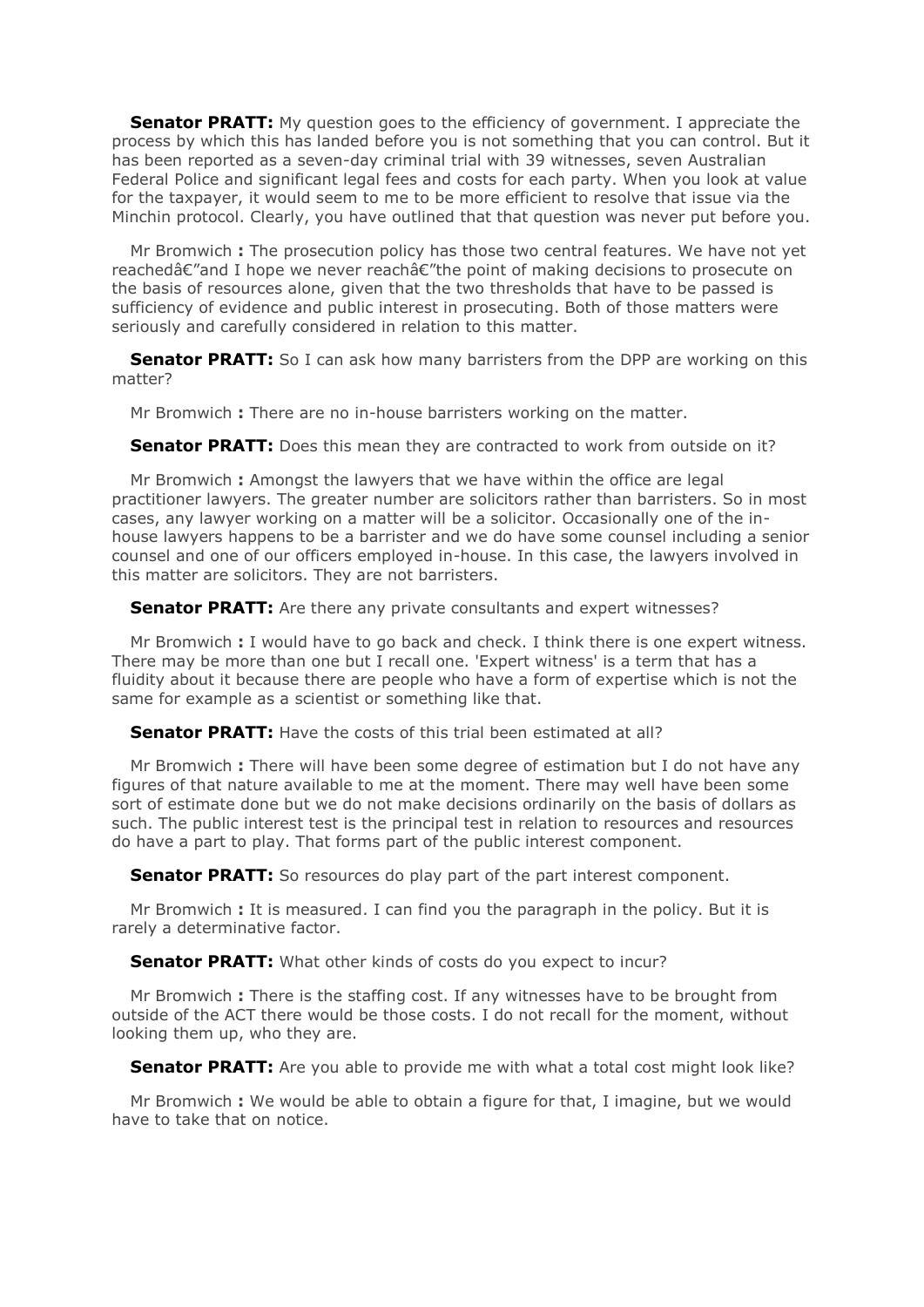**Senator PRATT:** My question goes to the efficiency of government. I appreciate the process by which this has landed before you is not something that you can control. But it has been reported as a seven-day criminal trial with 39 witnesses, seven Australian Federal Police and significant legal fees and costs for each party. When you look at value for the taxpayer, it would seem to me to be more efficient to resolve that issue via the Minchin protocol. Clearly, you have outlined that that question was never put before you.

Mr Bromwich **:** The prosecution policy has those two central features. We have not yet reachedâ€"and I hope we never reachâ€"the point of making decisions to prosecute on the basis of resources alone, given that the two thresholds that have to be passed is sufficiency of evidence and public interest in prosecuting. Both of those matters were seriously and carefully considered in relation to this matter.

**Senator PRATT:** So I can ask how many barristers from the DPP are working on this matter?

Mr Bromwich **:** There are no in-house barristers working on the matter.

**Senator PRATT:** Does this mean they are contracted to work from outside on it?

Mr Bromwich **:** Amongst the lawyers that we have within the office are legal practitioner lawyers. The greater number are solicitors rather than barristers. So in most cases, any lawyer working on a matter will be a solicitor. Occasionally one of the in-house lawyers happens to be a barrister and we do have some counsel including a senior counsel and one of our officers employed in-house. In this case, the lawyers involved in this matter are solicitors. They are not barristers.

**Senator PRATT:** Are there any private consultants and expert witnesses?

Mr Bromwich **:** I would have to go back and check. I think there is one expert witness. There may be more than one but I recall one. 'Expert witness' is a term that has a fluidity about it because there are people who have a form of expertise which is not the same for example as a scientist or something like that.

**Senator PRATT:** Have the costs of this trial been estimated at all?

Mr Bromwich **:** There will have been some degree of estimation but I do not have any figures of that nature available to me at the moment. There may well have been some sort of estimate done but we do not make decisions ordinarily on the basis of dollars as such. The public interest test is the principal test in relation to resources and resources do have a part to play. That forms part of the public interest component.

**Senator PRATT:** So resources do play part of the part interest component.

Mr Bromwich **:** It is measured. I can find you the paragraph in the policy. But it is rarely a determinative factor.

**Senator PRATT:** What other kinds of costs do you expect to incur?

Mr Bromwich **:** There is the staffing cost. If any witnesses have to be brought from outside of the ACT there would be those costs. I do not recall for the moment, without looking them up, who they are.

**Senator PRATT:** Are you able to provide me with what a total cost might look like?

Mr Bromwich **:** We would be able to obtain a figure for that, I imagine, but we would have to take that on notice.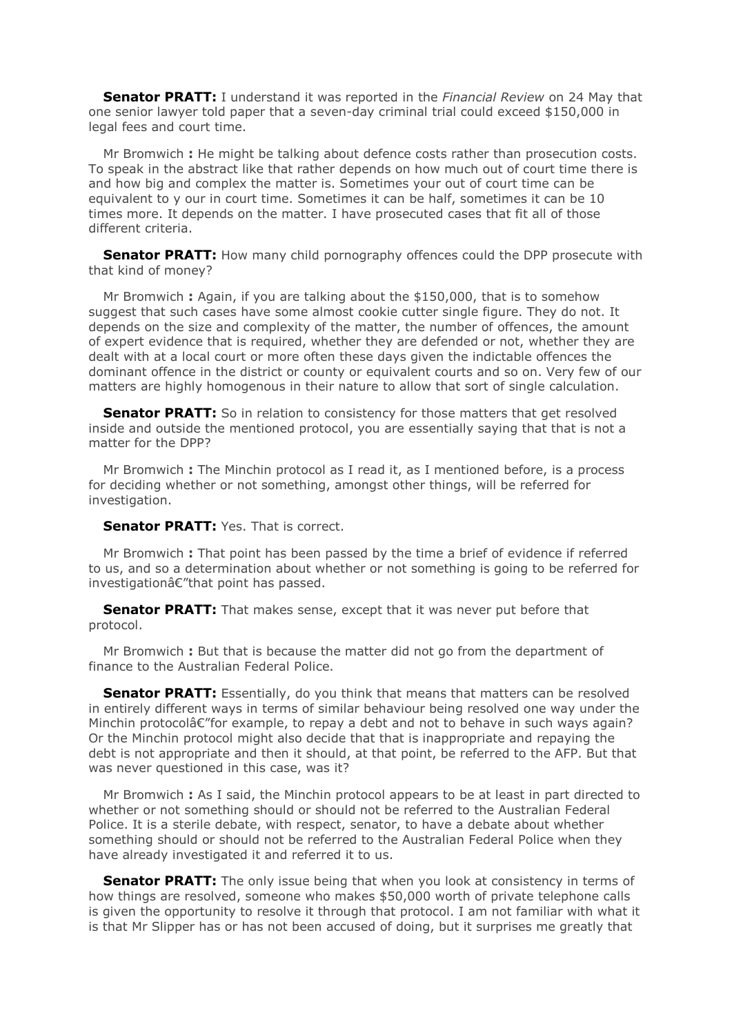**Senator PRATT:** I understand it was reported in the *Financial Review* on 24 May that one senior lawyer told paper that a seven-day criminal trial could exceed $150,000 in legal fees and court time.

Mr Bromwich **:** He might be talking about defence costs rather than prosecution costs. To speak in the abstract like that rather depends on how much out of court time there is and how big and complex the matter is. Sometimes your out of court time can be equivalent to y our in court time. Sometimes it can be half, sometimes it can be 10 times more. It depends on the matter. I have prosecuted cases that fit all of those different criteria.

**Senator PRATT:** How many child pornography offences could the DPP prosecute with that kind of money?

Mr Bromwich **:** Again, if you are talking about the $150,000, that is to somehow suggest that such cases have some almost cookie cutter single figure. They do not. It depends on the size and complexity of the matter, the number of offences, the amount of expert evidence that is required, whether they are defended or not, whether they are dealt with at a local court or more often these days given the indictable offences the dominant offence in the district or county or equivalent courts and so on. Very few of our matters are highly homogenous in their nature to allow that sort of single calculation.

**Senator PRATT:** So in relation to consistency for those matters that get resolved inside and outside the mentioned protocol, you are essentially saying that that is not a matter for the DPP?

Mr Bromwich **:** The Minchin protocol as I read it, as I mentioned before, is a process for deciding whether or not something, amongst other things, will be referred for investigation.

**Senator PRATT:** Yes. That is correct.

Mr Bromwich **:** That point has been passed by the time a brief of evidence if referred to us, and so a determination about whether or not something is going to be referred for investigationâ€"that point has passed.

**Senator PRATT:** That makes sense, except that it was never put before that protocol.

Mr Bromwich **:** But that is because the matter did not go from the department of finance to the Australian Federal Police.

**Senator PRATT:** Essentially, do you think that means that matters can be resolved in entirely different ways in terms of similar behaviour being resolved one way under the Minchin protocolâ€"for example, to repay a debt and not to behave in such ways again? Or the Minchin protocol might also decide that that is inappropriate and repaying the debt is not appropriate and then it should, at that point, be referred to the AFP. But that was never questioned in this case, was it?

Mr Bromwich **:** As I said, the Minchin protocol appears to be at least in part directed to whether or not something should or should not be referred to the Australian Federal Police. It is a sterile debate, with respect, senator, to have a debate about whether something should or should not be referred to the Australian Federal Police when they have already investigated it and referred it to us.

**Senator PRATT:** The only issue being that when you look at consistency in terms of how things are resolved, someone who makes $50,000 worth of private telephone calls is given the opportunity to resolve it through that protocol. I am not familiar with what it is that Mr Slipper has or has not been accused of doing, but it surprises me greatly that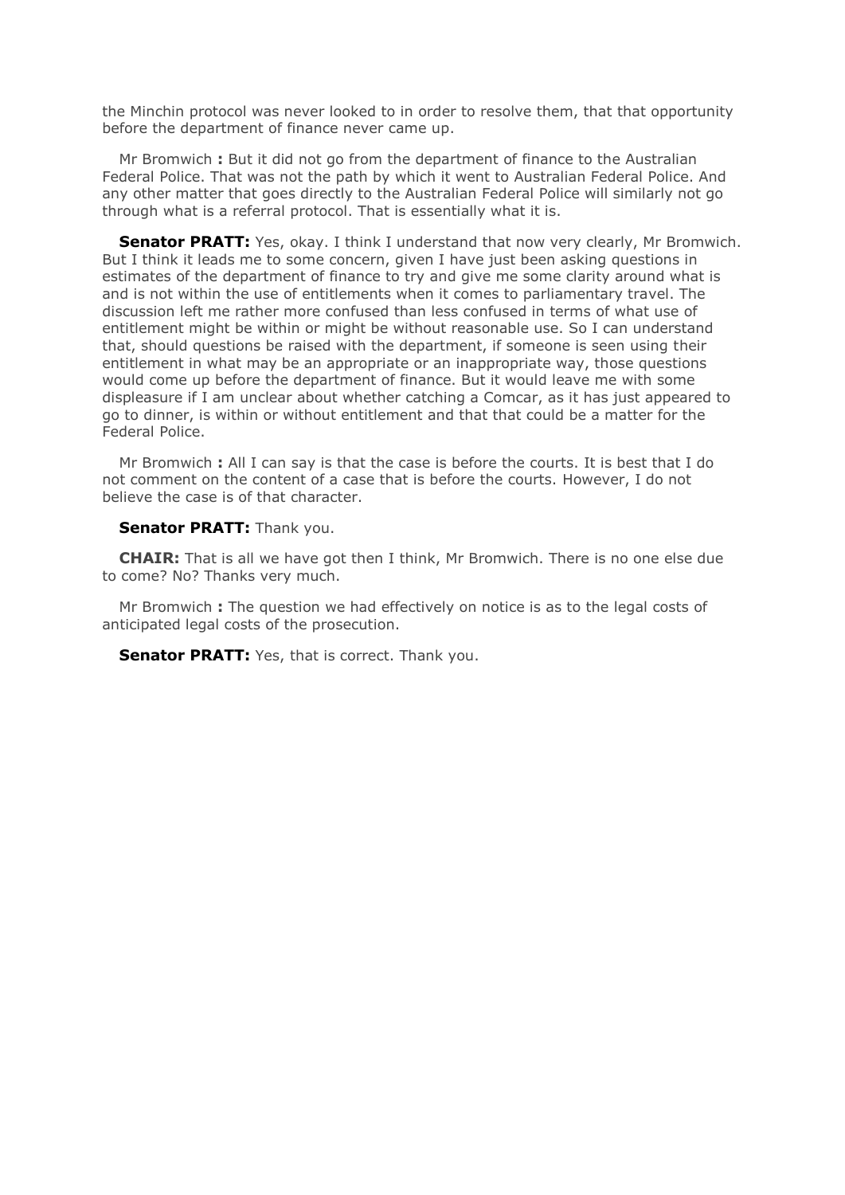the Minchin protocol was never looked to in order to resolve them, that that opportunity before the department of finance never came up.

Mr Bromwich **:** But it did not go from the department of finance to the Australian Federal Police. That was not the path by which it went to Australian Federal Police. And any other matter that goes directly to the Australian Federal Police will similarly not go through what is a referral protocol. That is essentially what it is.

**Senator PRATT:** Yes, okay. I think I understand that now very clearly, Mr Bromwich. But I think it leads me to some concern, given I have just been asking questions in estimates of the department of finance to try and give me some clarity around what is and is not within the use of entitlements when it comes to parliamentary travel. The discussion left me rather more confused than less confused in terms of what use of entitlement might be within or might be without reasonable use. So I can understand that, should questions be raised with the department, if someone is seen using their entitlement in what may be an appropriate or an inappropriate way, those questions would come up before the department of finance. But it would leave me with some displeasure if I am unclear about whether catching a Comcar, as it has just appeared to go to dinner, is within or without entitlement and that that could be a matter for the Federal Police.

Mr Bromwich **:** All I can say is that the case is before the courts. It is best that I do not comment on the content of a case that is before the courts. However, I do not believe the case is of that character.

**Senator PRATT:** Thank you.

**CHAIR:** That is all we have got then I think, Mr Bromwich. There is no one else due to come? No? Thanks very much.

Mr Bromwich **:** The question we had effectively on notice is as to the legal costs of anticipated legal costs of the prosecution.

**Senator PRATT:** Yes, that is correct. Thank you.